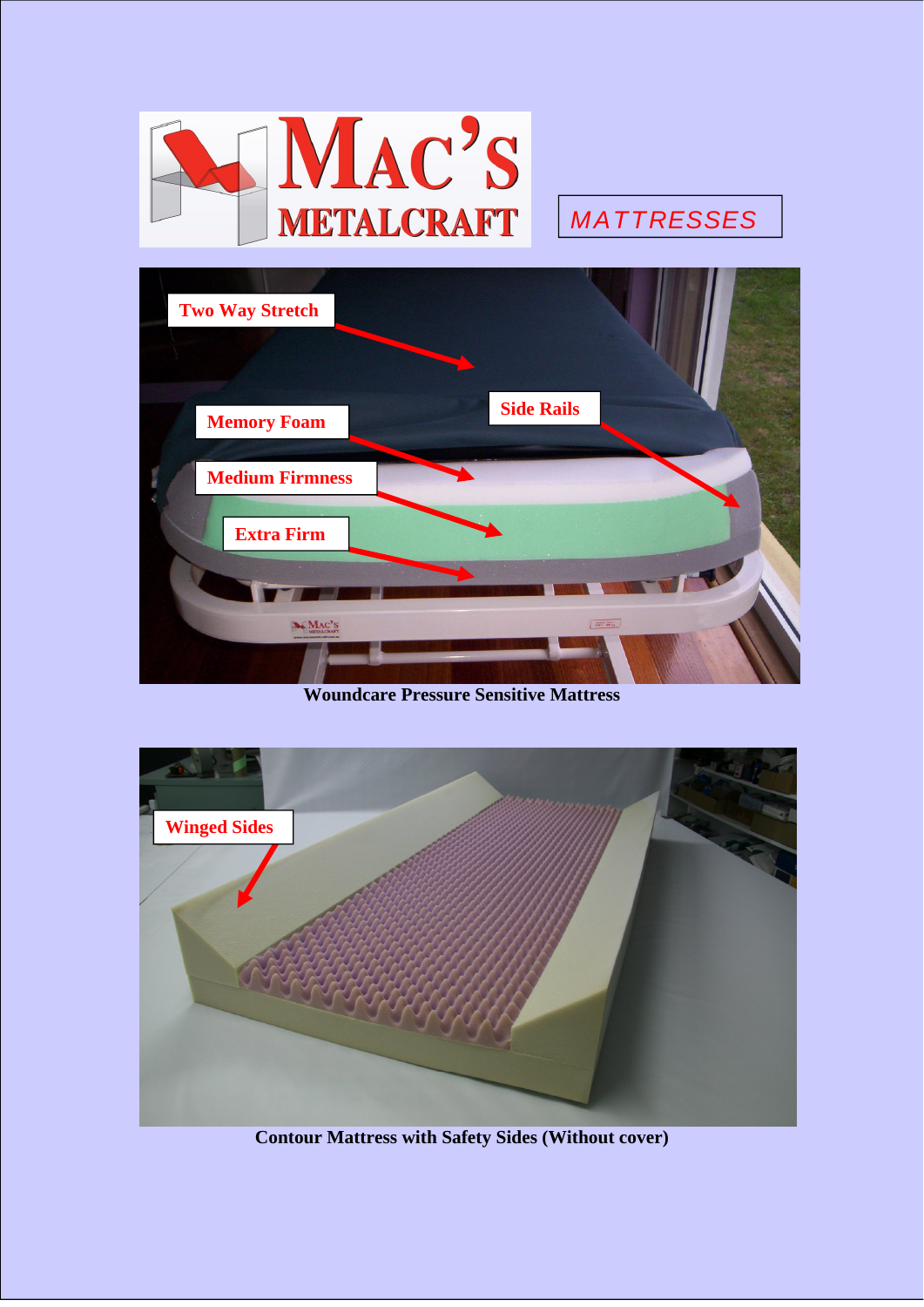MAC'S METALCRAFT

MATTRESSES

Two Way Stretch

Memory Foam

Side Rails

Medium Firmness

Extra Firm

**Woundcare Pressure Sensitive Mattress**

Winged Sides

**Contour Mattress with Safety Sides (Without cover)**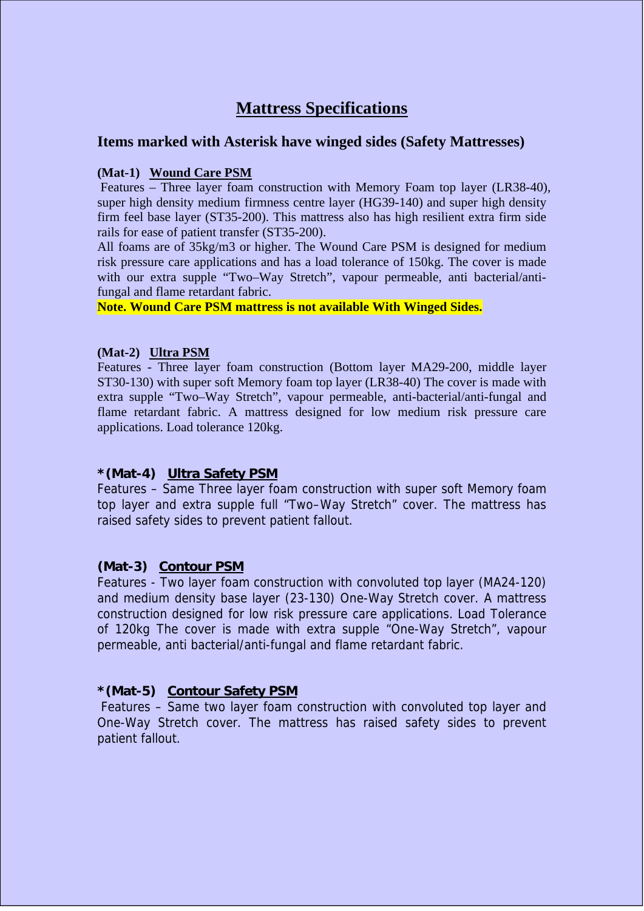# Mattress Specifications

## Items marked with Asterisk have winged sides (Safety Mattresses)

**(Mat-1) <u>Wound Care PSM</u>**

Features – Three layer foam construction with Memory Foam top layer (LR38-40), super high density medium firmness centre layer (HG39-140) and super high density firm feel base layer (ST35-200). This mattress also has high resilient extra firm side rails for ease of patient transfer (ST35-200).

All foams are of 35kg/m3 or higher. The Wound Care PSM is designed for medium risk pressure care applications and has a load tolerance of 150kg. The cover is made with our extra supple "Two–Way Stretch", vapour permeable, anti bacterial/anti-fungal and flame retardant fabric.

**Note. Wound Care PSM mattress is not available With Winged Sides.**

**(Mat-2) <u>Ultra PSM</u>**

Features - Three layer foam construction (Bottom layer MA29-200, middle layer ST30-130) with super soft Memory foam top layer (LR38-40) The cover is made with extra supple "Two–Way Stretch", vapour permeable, anti-bacterial/anti-fungal and flame retardant fabric. A mattress designed for low medium risk pressure care applications. Load tolerance 120kg.

**\*(Mat-4) <u>Ultra Safety PSM</u>**

Features – Same Three layer foam construction with super soft Memory foam top layer and extra supple full "Two–Way Stretch" cover. The mattress has raised safety sides to prevent patient fallout.

**(Mat-3) <u>Contour PSM</u>**

Features - Two layer foam construction with convoluted top layer (MA24-120) and medium density base layer (23-130) One-Way Stretch cover. A mattress construction designed for low risk pressure care applications. Load Tolerance of 120kg The cover is made with extra supple "One-Way Stretch", vapour permeable, anti bacterial/anti-fungal and flame retardant fabric.

**\*(Mat-5) <u>Contour Safety PSM</u>**

Features – Same two layer foam construction with convoluted top layer and One-Way Stretch cover. The mattress has raised safety sides to prevent patient fallout.